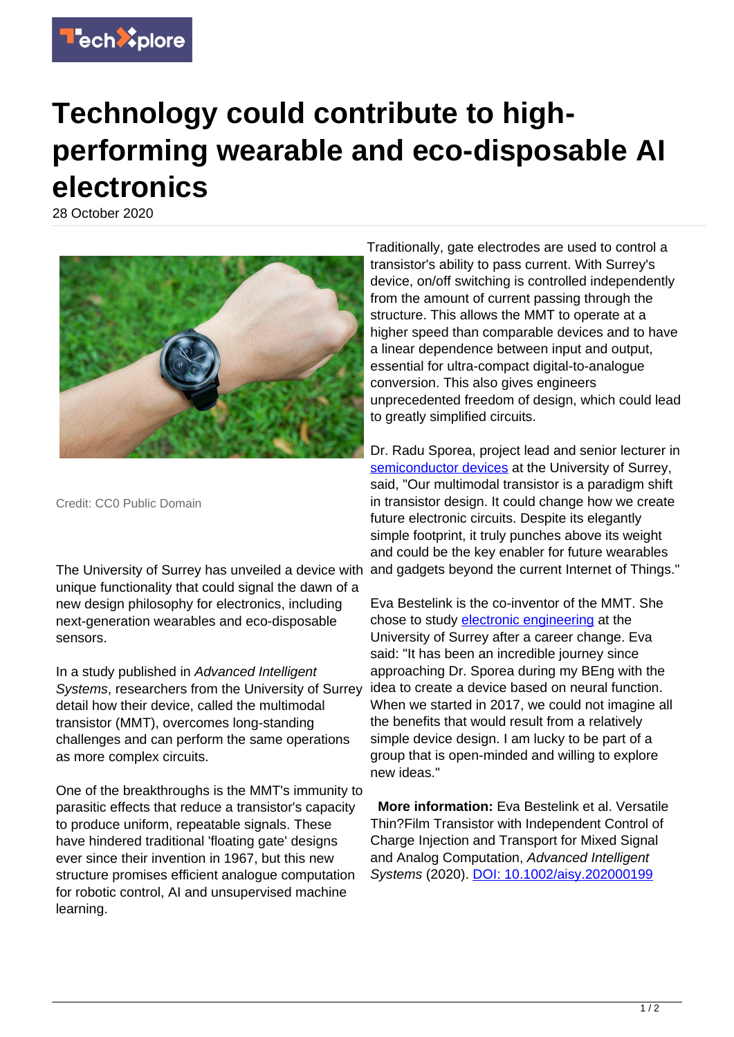# Technology could contribute to high-performing wearable and eco-disposable AI electronics

28 October 2020

Credit: CC0 Public Domain

The University of Surrey has unveiled a device with unique functionality that could signal the dawn of a new design philosophy for electronics, including next-generation wearables and eco-disposable sensors.

In a study published in *Advanced Intelligent Systems*, researchers from the University of Surrey detail how their device, called the multimodal transistor (MMT), overcomes long-standing challenges and can perform the same operations as more complex circuits.

One of the breakthroughs is the MMT's immunity to parasitic effects that reduce a transistor's capacity to produce uniform, repeatable signals. These have hindered traditional 'floating gate' designs ever since their invention in 1967, but this new structure promises efficient analogue computation for robotic control, AI and unsupervised machine learning.

Traditionally, gate electrodes are used to control a transistor's ability to pass current. With Surrey's device, on/off switching is controlled independently from the amount of current passing through the structure. This allows the MMT to operate at a higher speed than comparable devices and to have a linear dependence between input and output, essential for ultra-compact digital-to-analogue conversion. This also gives engineers unprecedented freedom of design, which could lead to greatly simplified circuits.

Dr. Radu Sporea, project lead and senior lecturer in semiconductor devices at the University of Surrey, said, "Our multimodal transistor is a paradigm shift in transistor design. It could change how we create future electronic circuits. Despite its elegantly simple footprint, it truly punches above its weight and could be the key enabler for future wearables and gadgets beyond the current Internet of Things."

Eva Bestelink is the co-inventor of the MMT. She chose to study electronic engineering at the University of Surrey after a career change. Eva said: "It has been an incredible journey since approaching Dr. Sporea during my BEng with the idea to create a device based on neural function. When we started in 2017, we could not imagine all the benefits that would result from a relatively simple device design. I am lucky to be part of a group that is open-minded and willing to explore new ideas."

**More information:** Eva Bestelink et al. Versatile Thin?Film Transistor with Independent Control of Charge Injection and Transport for Mixed Signal and Analog Computation, *Advanced Intelligent Systems* (2020). DOI: 10.1002/aisy.202000199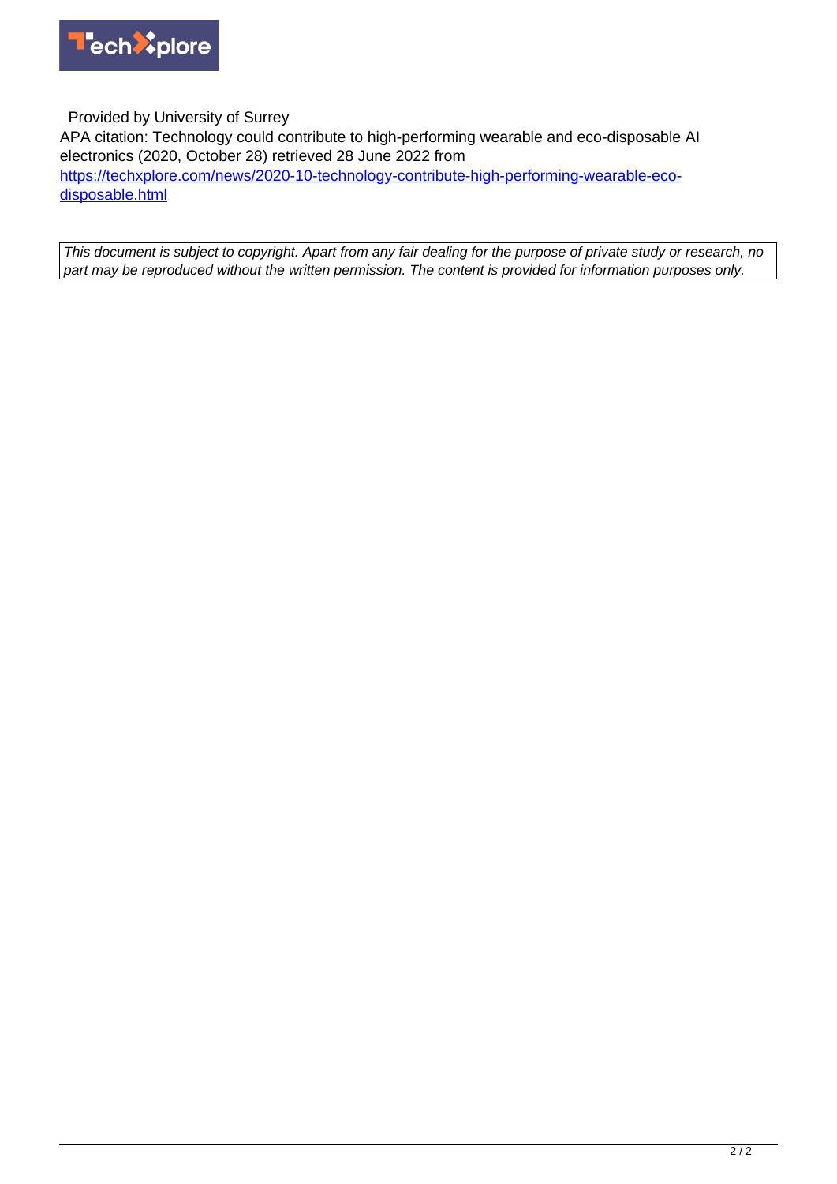Provided by University of Surrey

APA citation: Technology could contribute to high-performing wearable and eco-disposable AI electronics (2020, October 28) retrieved 28 June 2022 from https://techxplore.com/news/2020-10-technology-contribute-high-performing-wearable-eco-disposable.html

*This document is subject to copyright. Apart from any fair dealing for the purpose of private study or research, no part may be reproduced without the written permission. The content is provided for information purposes only.*